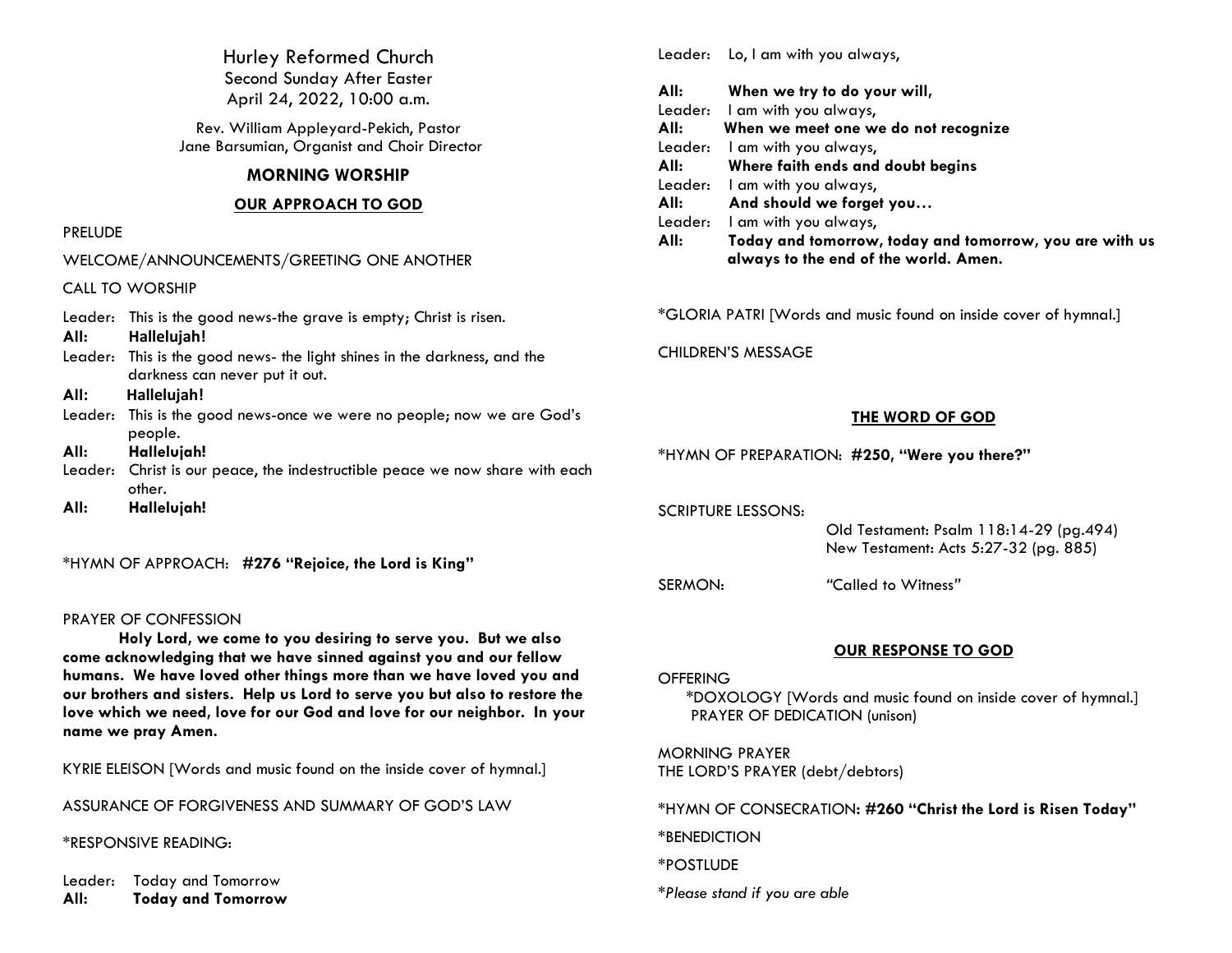# Hurley Reformed Church

Second Sunday After Easter
April 24, 2022, 10:00 a.m.

Rev. William Appleyard-Pekich, Pastor
Jane Barsumian, Organist and Choir Director

## MORNING WORSHIP

### OUR APPROACH TO GOD

PRELUDE

WELCOME/ANNOUNCEMENTS/GREETING ONE ANOTHER

CALL TO WORSHIP

Leader: This is the good news-the grave is empty; Christ is risen.
**All: Hallelujah!**
Leader: This is the good news- the light shines in the darkness, and the darkness can never put it out.
**All: Hallelujah!**
Leader: This is the good news-once we were no people; now we are God's people.
**All: Hallelujah!**
Leader: Christ is our peace, the indestructible peace we now share with each other.
**All: Hallelujah!**

*HYMN OF APPROACH: **#276 "Rejoice, the Lord is King"**

PRAYER OF CONFESSION

**Holy Lord, we come to you desiring to serve you. But we also come acknowledging that we have sinned against you and our fellow humans. We have loved other things more than we have loved you and our brothers and sisters. Help us Lord to serve you but also to restore the love which we need, love for our God and love for our neighbor. In your name we pray Amen.**

KYRIE ELEISON [Words and music found on the inside cover of hymnal.]

ASSURANCE OF FORGIVENESS AND SUMMARY OF GOD'S LAW

*RESPONSIVE READING:

Leader: Today and Tomorrow
**All: Today and Tomorrow**
Leader: Lo, I am with you always,
**All: When we try to do your will,**
Leader: I am with you always,
**All: When we meet one we do not recognize**
Leader: I am with you always,
**All: Where faith ends and doubt begins**
Leader: I am with you always,
**All: And should we forget you…**
Leader: I am with you always,
**All: Today and tomorrow, today and tomorrow, you are with us always to the end of the world. Amen.**

*GLORIA PATRI [Words and music found on inside cover of hymnal.]

CHILDREN'S MESSAGE

### THE WORD OF GOD

*HYMN OF PREPARATION: **#250, "Were you there?"**

SCRIPTURE LESSONS:
Old Testament: Psalm 118:14-29 (pg.494)
New Testament: Acts 5:27-32 (pg. 885)

SERMON: "Called to Witness"

### OUR RESPONSE TO GOD

OFFERING
*DOXOLOGY [Words and music found on inside cover of hymnal.]
PRAYER OF DEDICATION (unison)

MORNING PRAYER
THE LORD'S PRAYER (debt/debtors)

*HYMN OF CONSECRATION**: #260 "Christ the Lord is Risen Today"**

*BENEDICTION

*POSTLUDE

**Please stand if you are able*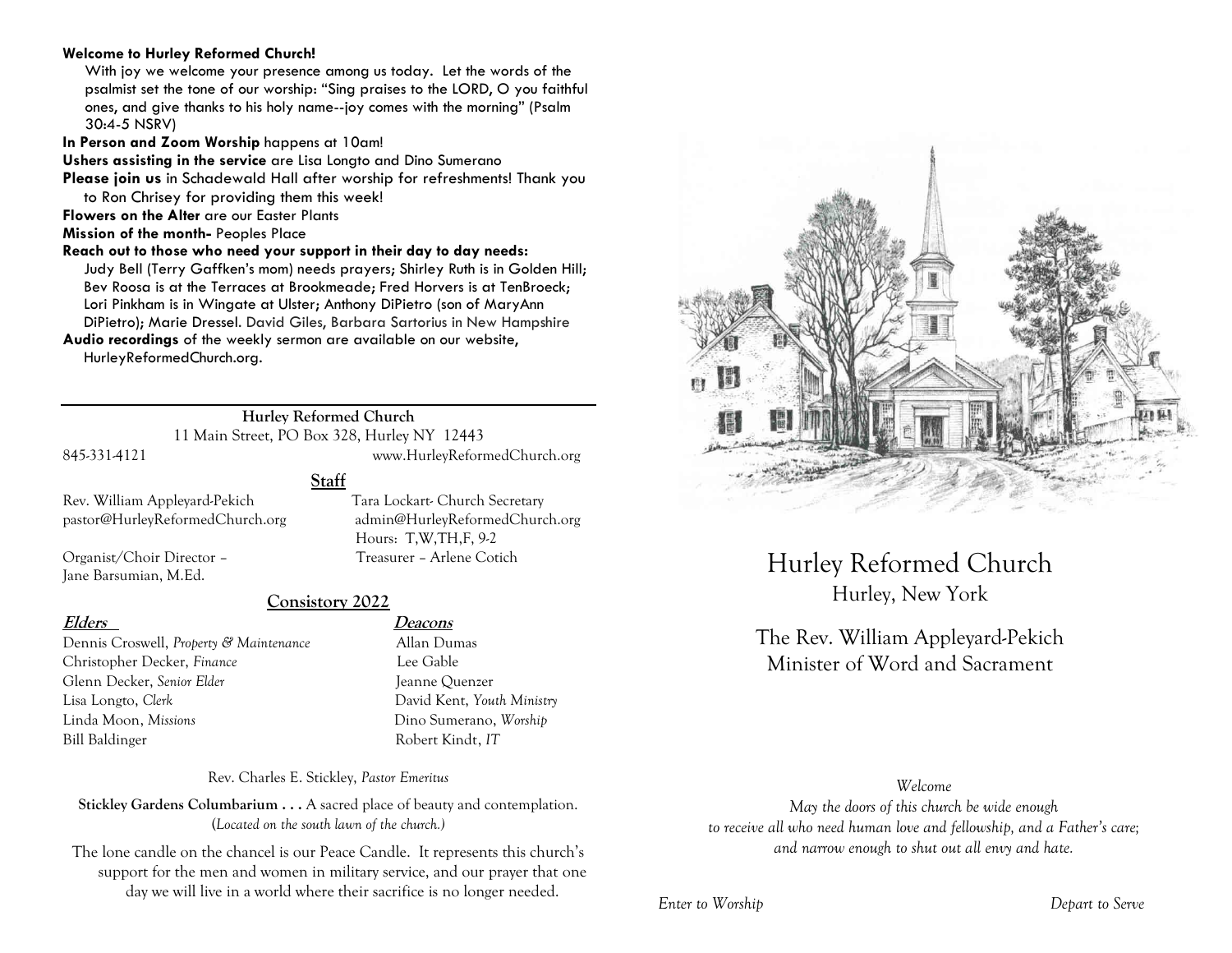**Welcome to Hurley Reformed Church!**

With joy we welcome your presence among us today. Let the words of the psalmist set the tone of our worship: "Sing praises to the LORD, O you faithful ones, and give thanks to his holy name--joy comes with the morning" (Psalm 30:4-5 NSRV)

**In Person and Zoom Worship** happens at 10am!

**Ushers assisting in the service** are Lisa Longto and Dino Sumerano

**Please join us** in Schadewald Hall after worship for refreshments! Thank you to Ron Chrisey for providing them this week!

**Flowers on the Alter** are our Easter Plants

**Mission of the month-** Peoples Place

**Reach out to those who need your support in their day to day needs:**
Judy Bell (Terry Gaffken's mom) needs prayers; Shirley Ruth is in Golden Hill; Bev Roosa is at the Terraces at Brookmeade; Fred Horvers is at TenBroeck; Lori Pinkham is in Wingate at Ulster; Anthony DiPietro (son of MaryAnn DiPietro); Marie Dressel. David Giles, Barbara Sartorius in New Hampshire

**Audio recordings** of the weekly sermon are available on our website, HurleyReformedChurch.org.

---

**Hurley Reformed Church**
11 Main Street, PO Box 328, Hurley NY 12443
845-331-4121 www.HurleyReformedChurch.org

**Staff**

Rev. William Appleyard-Pekich
pastor@HurleyReformedChurch.org

Tara Lockart- Church Secretary
admin@HurleyReformedChurch.org
Hours: T,W,TH,F, 9-2

Organist/Choir Director – Jane Barsumian, M.Ed.

Treasurer – Arlene Cotich

**Consistory 2022**

| **Elders** | **Deacons** |
|---|---|
| Dennis Croswell, *Property & Maintenance* | Allan Dumas |
| Christopher Decker, *Finance* | Lee Gable |
| Glenn Decker, *Senior Elder* | Jeanne Quenzer |
| Lisa Longto, *Clerk* | David Kent, *Youth Ministry* |
| Linda Moon, *Missions* | Dino Sumerano, *Worship* |
| Bill Baldinger | Robert Kindt, *IT* |

Rev. Charles E. Stickley, *Pastor Emeritus*

**Stickley Gardens Columbarium . . .** A sacred place of beauty and contemplation. (*Located on the south lawn of the church.*)

The lone candle on the chancel is our Peace Candle. It represents this church's support for the men and women in military service, and our prayer that one day we will live in a world where their sacrifice is no longer needed.

# Hurley Reformed Church

## Hurley, New York

The Rev. William Appleyard-Pekich
Minister of Word and Sacrament

*Welcome*

*May the doors of this church be wide enough to receive all who need human love and fellowship, and a Father's care; and narrow enough to shut out all envy and hate.*

*Enter to Worship* *Depart to Serve*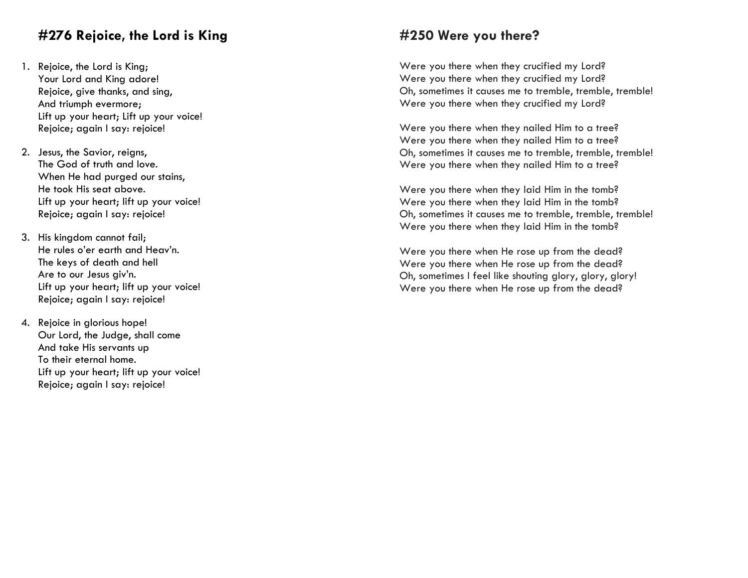## #276 Rejoice, the Lord is King

1. Rejoice, the Lord is King;
   Your Lord and King adore!
   Rejoice, give thanks, and sing,
   And triumph evermore;
   Lift up your heart; Lift up your voice!
   Rejoice; again I say: rejoice!

2. Jesus, the Savior, reigns,
   The God of truth and love.
   When He had purged our stains,
   He took His seat above.
   Lift up your heart; lift up your voice!
   Rejoice; again I say: rejoice!

3. His kingdom cannot fail;
   He rules o'er earth and Heav'n.
   The keys of death and hell
   Are to our Jesus giv'n.
   Lift up your heart; lift up your voice!
   Rejoice; again I say: rejoice!

4. Rejoice in glorious hope!
   Our Lord, the Judge, shall come
   And take His servants up
   To their eternal home.
   Lift up your heart; lift up your voice!
   Rejoice; again I say: rejoice!

## #250 Were you there?

Were you there when they crucified my Lord?
Were you there when they crucified my Lord?
Oh, sometimes it causes me to tremble, tremble, tremble!
Were you there when they crucified my Lord?

Were you there when they nailed Him to a tree?
Were you there when they nailed Him to a tree?
Oh, sometimes it causes me to tremble, tremble, tremble!
Were you there when they nailed Him to a tree?

Were you there when they laid Him in the tomb?
Were you there when they laid Him in the tomb?
Oh, sometimes it causes me to tremble, tremble, tremble!
Were you there when they laid Him in the tomb?

Were you there when He rose up from the dead?
Were you there when He rose up from the dead?
Oh, sometimes I feel like shouting glory, glory, glory!
Were you there when He rose up from the dead?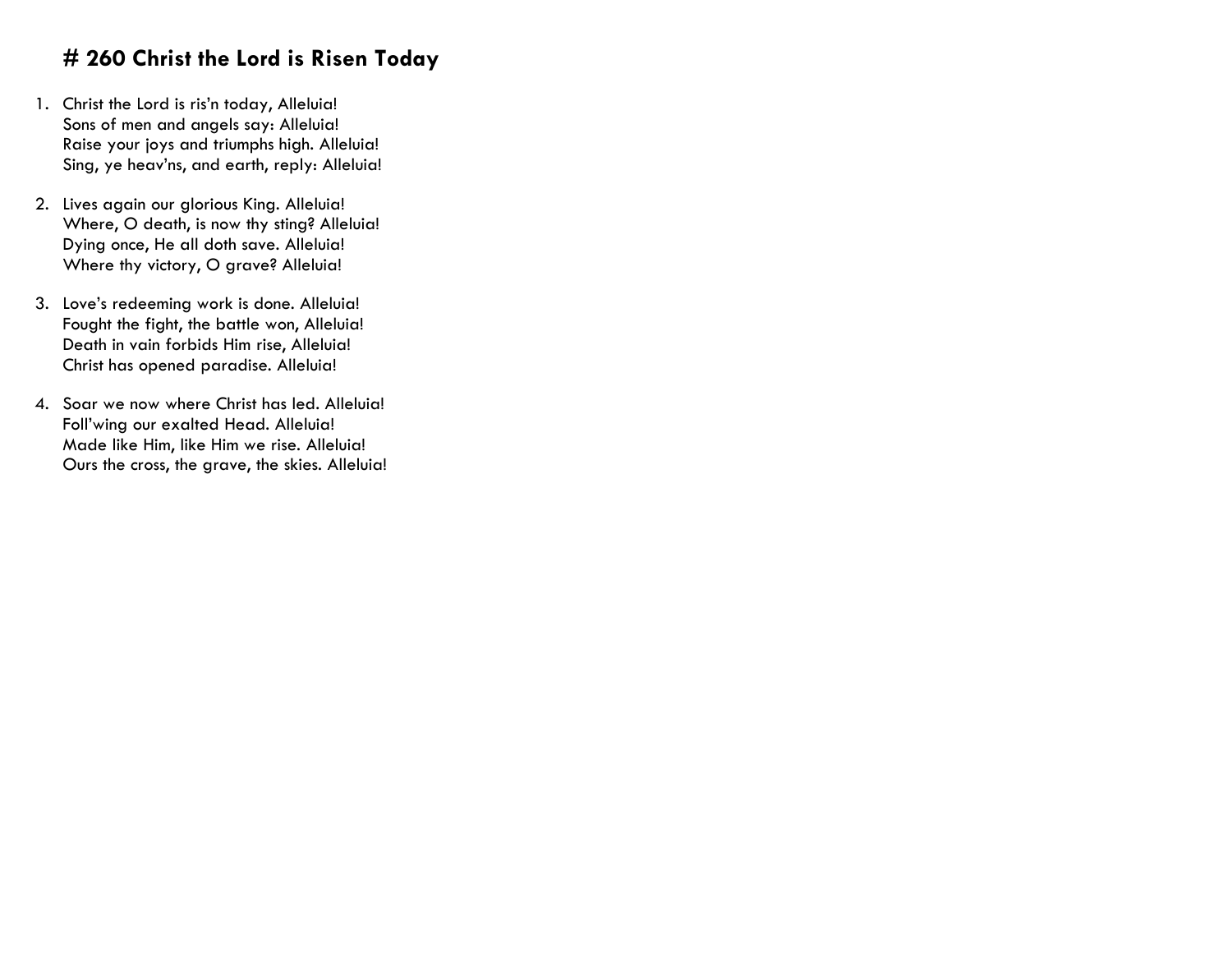# # 260 Christ the Lord is Risen Today

1. Christ the Lord is ris'n today, Alleluia!
   Sons of men and angels say: Alleluia!
   Raise your joys and triumphs high. Alleluia!
   Sing, ye heav'ns, and earth, reply: Alleluia!

2. Lives again our glorious King. Alleluia!
   Where, O death, is now thy sting? Alleluia!
   Dying once, He all doth save. Alleluia!
   Where thy victory, O grave? Alleluia!

3. Love's redeeming work is done. Alleluia!
   Fought the fight, the battle won, Alleluia!
   Death in vain forbids Him rise, Alleluia!
   Christ has opened paradise. Alleluia!

4. Soar we now where Christ has led. Alleluia!
   Foll'wing our exalted Head. Alleluia!
   Made like Him, like Him we rise. Alleluia!
   Ours the cross, the grave, the skies. Alleluia!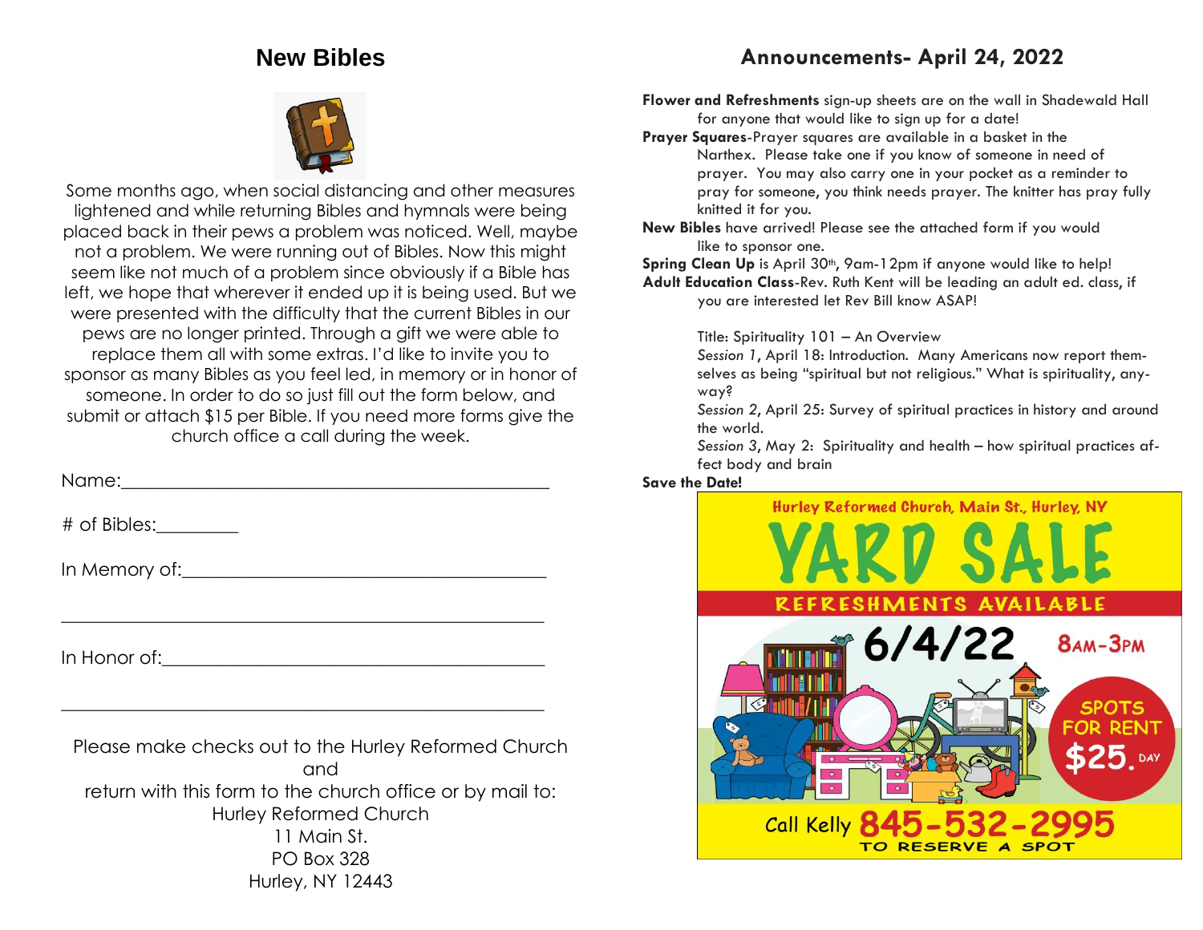## New Bibles

Some months ago, when social distancing and other measures lightened and while returning Bibles and hymnals were being placed back in their pews a problem was noticed. Well, maybe not a problem. We were running out of Bibles. Now this might seem like not much of a problem since obviously if a Bible has left, we hope that wherever it ended up it is being used. But we were presented with the difficulty that the current Bibles in our pews are no longer printed. Through a gift we were able to replace them all with some extras. I'd like to invite you to sponsor as many Bibles as you feel led, in memory or in honor of someone. In order to do so just fill out the form below, and submit or attach $15 per Bible. If you need more forms give the church office a call during the week.

Name:_______________________________________________

# of Bibles:_________

In Memory of:_____________________________________

_____________________________________________

In Honor of:______________________________________

_____________________________________________

Please make checks out to the Hurley Reformed Church
and
return with this form to the church office or by mail to:
Hurley Reformed Church
11 Main St.
PO Box 328
Hurley, NY 12443

## Announcements- April 24, 2022

**Flower and Refreshments** sign-up sheets are on the wall in Shadewald Hall for anyone that would like to sign up for a date!

**Prayer Squares**-Prayer squares are available in a basket in the Narthex. Please take one if you know of someone in need of prayer. You may also carry one in your pocket as a reminder to pray for someone, you think needs prayer. The knitter has pray fully knitted it for you.

**New Bibles** have arrived! Please see the attached form if you would like to sponsor one.

**Spring Clean Up** is April 30th, 9am-12pm if anyone would like to help!

**Adult Education Class**-Rev. Ruth Kent will be leading an adult ed. class, if you are interested let Rev Bill know ASAP!

Title: Spirituality 101 – An Overview

*Session 1*, April 18: Introduction. Many Americans now report themselves as being "spiritual but not religious." What is spirituality, anyway?

*Session 2*, April 25: Survey of spiritual practices in history and around the world.

*Session 3*, May 2: Spirituality and health – how spiritual practices affect body and brain

**Save the Date!**

Hurley Reformed Church, Main St., Hurley, NY

YARD SALE

REFRESHMENTS AVAILABLE

6/4/22

8AM-3PM

SPOTS FOR RENT $25. DAY

Call Kelly 845-532-2995 TO RESERVE A SPOT